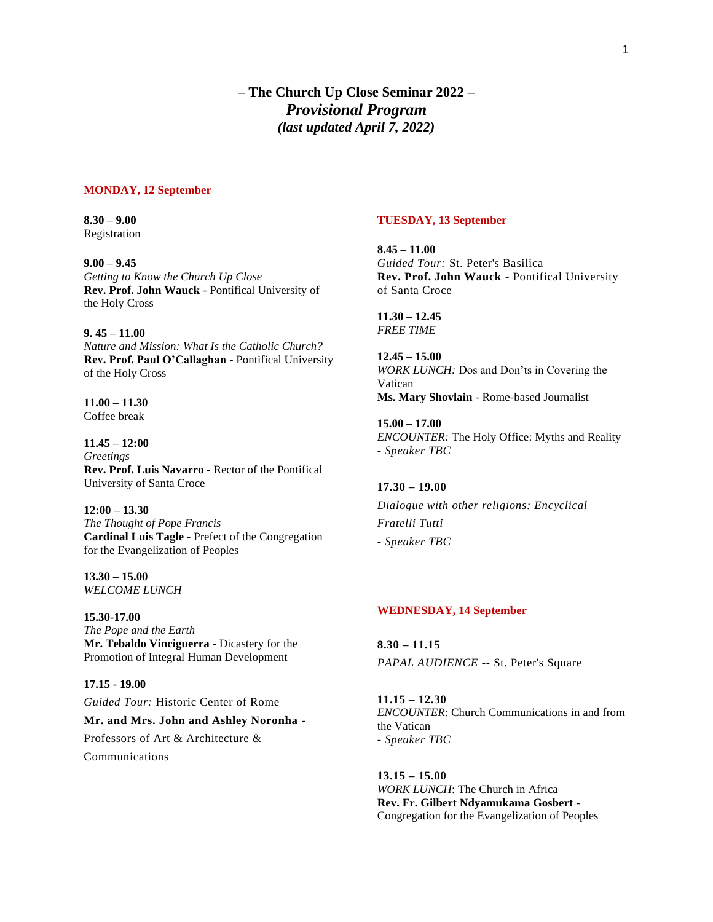# – The Church Up Close Seminar 2022 –
## *Provisional Program*
### *(last updated April 7, 2022)*

## MONDAY, 12 September

**8.30 – 9.00**
Registration

**9.00 – 9.45**
*Getting to Know the Church Up Close*
**Rev. Prof. John Wauck** - Pontifical University of the Holy Cross

**9. 45 – 11.00**
*Nature and Mission: What Is the Catholic Church?*
**Rev. Prof. Paul O'Callaghan** - Pontifical University of the Holy Cross

**11.00 – 11.30**
Coffee break

**11.45 – 12:00**
*Greetings*
**Rev. Prof. Luis Navarro** - Rector of the Pontifical University of Santa Croce

**12:00 – 13.30**
*The Thought of Pope Francis*
**Cardinal Luis Tagle** - Prefect of the Congregation for the Evangelization of Peoples

**13.30 – 15.00**
*WELCOME LUNCH*

**15.30-17.00**
*The Pope and the Earth*
**Mr. Tebaldo Vinciguerra** - Dicastery for the Promotion of Integral Human Development

**17.15 - 19.00**
*Guided Tour:* Historic Center of Rome
**Mr. and Mrs. John and Ashley Noronha** - Professors of Art & Architecture & Communications

## TUESDAY, 13 September

**8.45 – 11.00**
*Guided Tour:* St. Peter's Basilica
**Rev. Prof. John Wauck** - Pontifical University of Santa Croce

**11.30 – 12.45**
*FREE TIME*

**12.45 – 15.00**
*WORK LUNCH:* Dos and Don'ts in Covering the Vatican
**Ms. Mary Shovlain** - Rome-based Journalist

**15.00 – 17.00**
*ENCOUNTER:* The Holy Office: Myths and Reality
*- Speaker TBC*

**17.30 – 19.00**
*Dialogue with other religions: Encyclical Fratelli Tutti*
*- Speaker TBC*

## WEDNESDAY, 14 September

**8.30 – 11.15**
*PAPAL AUDIENCE* -- St. Peter's Square

**11.15 – 12.30**
*ENCOUNTER*: Church Communications in and from the Vatican
*- Speaker TBC*

**13.15 – 15.00**
*WORK LUNCH*: The Church in Africa
**Rev. Fr. Gilbert Ndyamukama Gosbert** - Congregation for the Evangelization of Peoples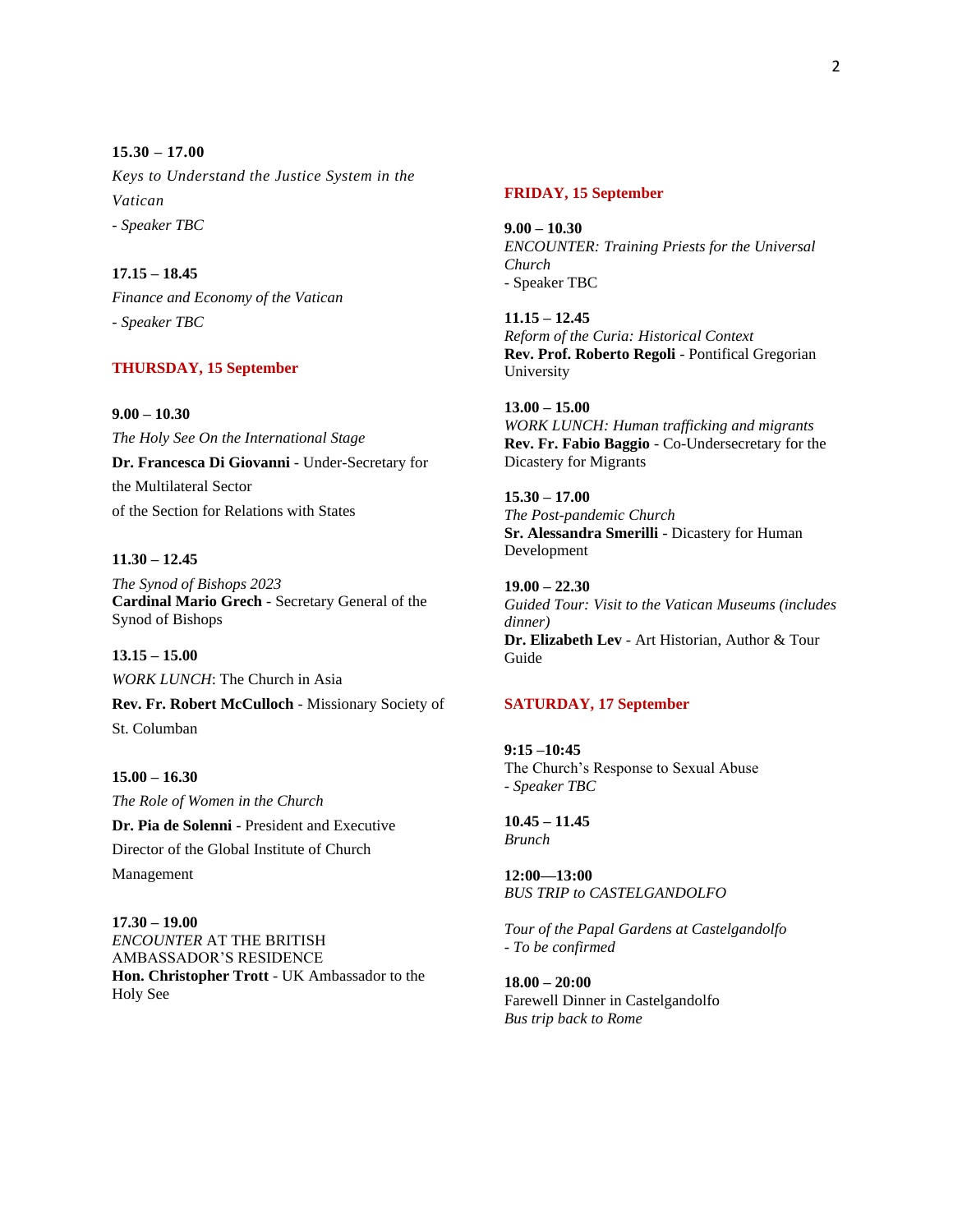**15.30 – 17.00**
*Keys to Understand the Justice System in the Vatican*
*- Speaker TBC*

**17.15 – 18.45**
*Finance and Economy of the Vatican*
*- Speaker TBC*

## THURSDAY, 15 September

**9.00 – 10.30**
*The Holy See On the International Stage*
**Dr. Francesca Di Giovanni** - Under-Secretary for the Multilateral Sector of the Section for Relations with States

**11.30 – 12.45**
*The Synod of Bishops 2023*
**Cardinal Mario Grech** - Secretary General of the Synod of Bishops

**13.15 – 15.00**
*WORK LUNCH*: The Church in Asia
**Rev. Fr. Robert McCulloch** - Missionary Society of St. Columban

**15.00 – 16.30**
*The Role of Women in the Church*
**Dr. Pia de Solenni** - President and Executive Director of the Global Institute of Church Management

**17.30 – 19.00**
*ENCOUNTER* AT THE BRITISH AMBASSADOR'S RESIDENCE
**Hon. Christopher Trott** - UK Ambassador to the Holy See

## FRIDAY, 15 September

**9.00 – 10.30**
*ENCOUNTER: Training Priests for the Universal Church*
- Speaker TBC

**11.15 – 12.45**
*Reform of the Curia: Historical Context*
**Rev. Prof. Roberto Regoli** - Pontifical Gregorian University

**13.00 – 15.00**
*WORK LUNCH: Human trafficking and migrants*
**Rev. Fr. Fabio Baggio** - Co-Undersecretary for the Dicastery for Migrants

**15.30 – 17.00**
*The Post-pandemic Church*
**Sr. Alessandra Smerilli** - Dicastery for Human Development

**19.00 – 22.30**
*Guided Tour: Visit to the Vatican Museums (includes dinner)*
**Dr. Elizabeth Lev** - Art Historian, Author & Tour Guide

## SATURDAY, 17 September

**9:15 –10:45**
The Church's Response to Sexual Abuse
*- Speaker TBC*

**10.45 – 11.45**
*Brunch*

**12:00—13:00**
*BUS TRIP to CASTELGANDOLFO*

*Tour of the Papal Gardens at Castelgandolfo*
*- To be confirmed*

**18.00 – 20:00**
Farewell Dinner in Castelgandolfo
*Bus trip back to Rome*